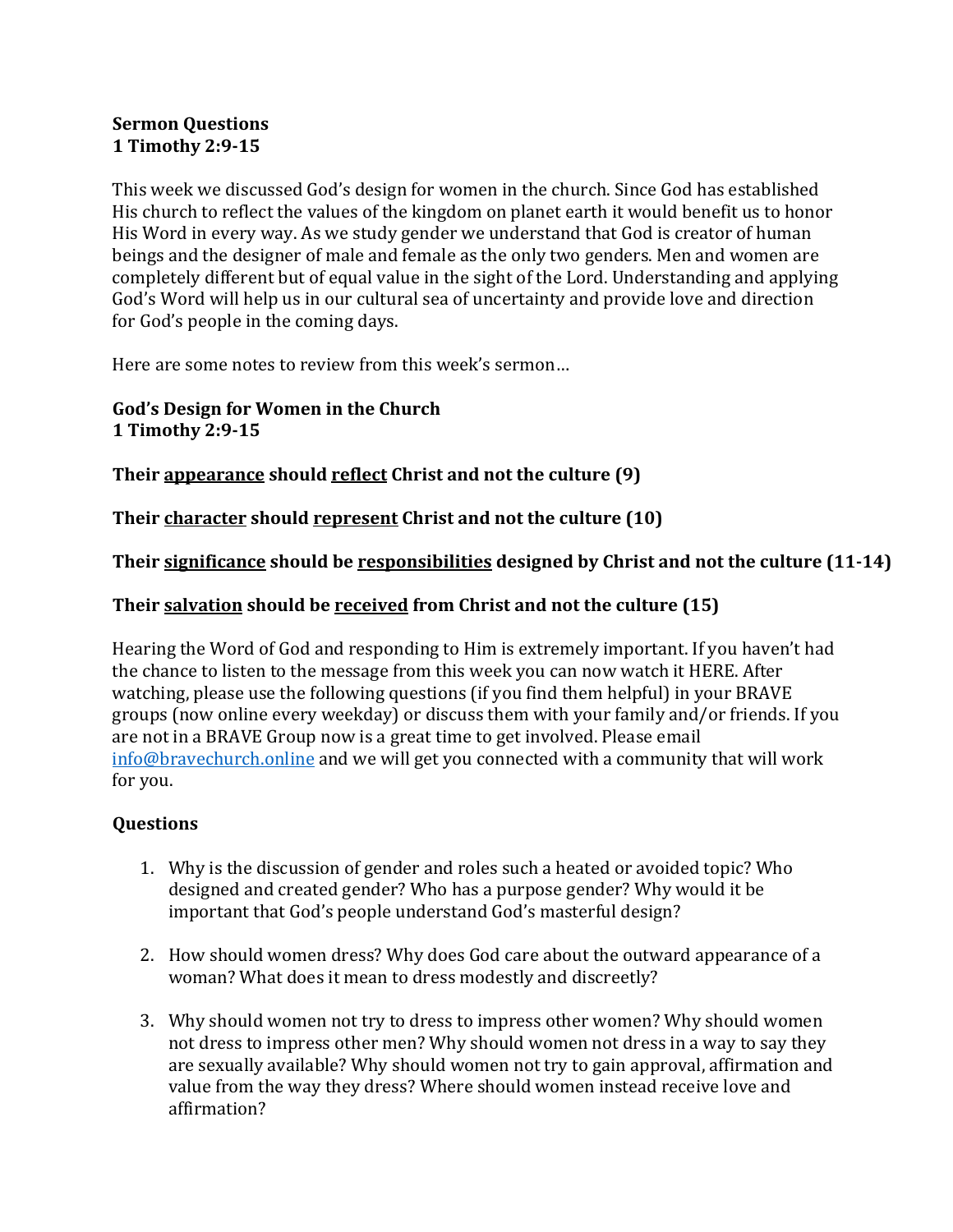**Sermon Questions**
**1 Timothy 2:9-15**

This week we discussed God's design for women in the church. Since God has established His church to reflect the values of the kingdom on planet earth it would benefit us to honor His Word in every way. As we study gender we understand that God is creator of human beings and the designer of male and female as the only two genders. Men and women are completely different but of equal value in the sight of the Lord. Understanding and applying God's Word will help us in our cultural sea of uncertainty and provide love and direction for God's people in the coming days.

Here are some notes to review from this week's sermon…

**God's Design for Women in the Church**
**1 Timothy 2:9-15**

**Their <u>appearance</u> should <u>reflect</u> Christ and not the culture (9)**

**Their <u>character</u> should <u>represent</u> Christ and not the culture (10)**

**Their <u>significance</u> should be <u>responsibilities</u> designed by Christ and not the culture (11-14)**

**Their <u>salvation</u> should be <u>received</u> from Christ and not the culture (15)**

Hearing the Word of God and responding to Him is extremely important. If you haven't had the chance to listen to the message from this week you can now watch it HERE. After watching, please use the following questions (if you find them helpful) in your BRAVE groups (now online every weekday) or discuss them with your family and/or friends. If you are not in a BRAVE Group now is a great time to get involved. Please email [info@bravechurch.online](mailto:info@bravechurch.online) and we will get you connected with a community that will work for you.

**Questions**

1. Why is the discussion of gender and roles such a heated or avoided topic? Who designed and created gender? Who has a purpose gender? Why would it be important that God's people understand God's masterful design?

2. How should women dress? Why does God care about the outward appearance of a woman? What does it mean to dress modestly and discreetly?

3. Why should women not try to dress to impress other women? Why should women not dress to impress other men? Why should women not dress in a way to say they are sexually available? Why should women not try to gain approval, affirmation and value from the way they dress? Where should women instead receive love and affirmation?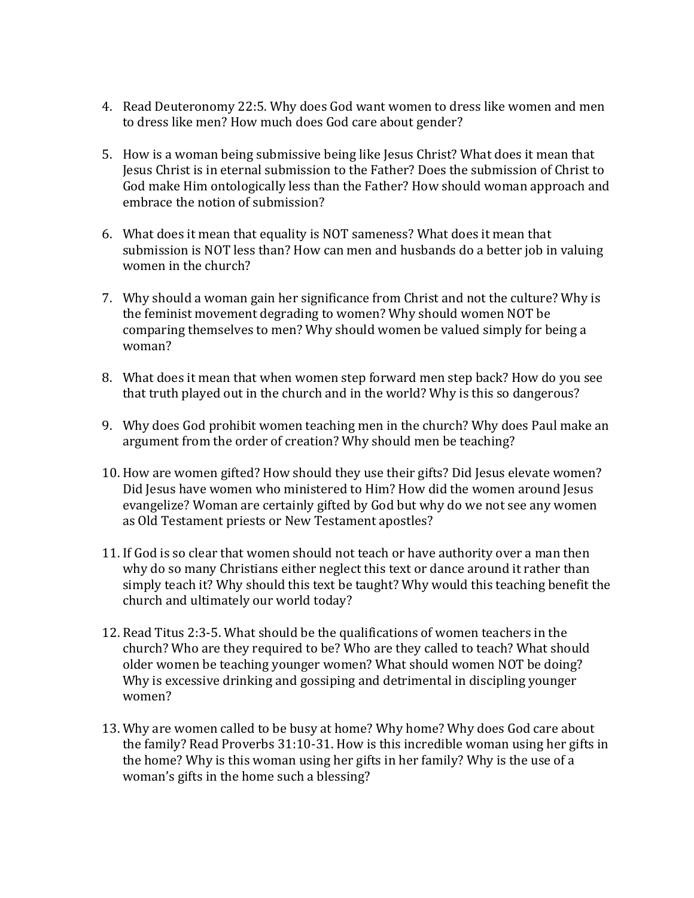4. Read Deuteronomy 22:5. Why does God want women to dress like women and men to dress like men? How much does God care about gender?

5. How is a woman being submissive being like Jesus Christ? What does it mean that Jesus Christ is in eternal submission to the Father? Does the submission of Christ to God make Him ontologically less than the Father? How should woman approach and embrace the notion of submission?

6. What does it mean that equality is NOT sameness? What does it mean that submission is NOT less than? How can men and husbands do a better job in valuing women in the church?

7. Why should a woman gain her significance from Christ and not the culture? Why is the feminist movement degrading to women? Why should women NOT be comparing themselves to men? Why should women be valued simply for being a woman?

8. What does it mean that when women step forward men step back? How do you see that truth played out in the church and in the world? Why is this so dangerous?

9. Why does God prohibit women teaching men in the church? Why does Paul make an argument from the order of creation? Why should men be teaching?

10. How are women gifted? How should they use their gifts? Did Jesus elevate women? Did Jesus have women who ministered to Him? How did the women around Jesus evangelize? Woman are certainly gifted by God but why do we not see any women as Old Testament priests or New Testament apostles?

11. If God is so clear that women should not teach or have authority over a man then why do so many Christians either neglect this text or dance around it rather than simply teach it? Why should this text be taught? Why would this teaching benefit the church and ultimately our world today?

12. Read Titus 2:3-5. What should be the qualifications of women teachers in the church? Who are they required to be? Who are they called to teach? What should older women be teaching younger women? What should women NOT be doing? Why is excessive drinking and gossiping and detrimental in discipling younger women?

13. Why are women called to be busy at home? Why home? Why does God care about the family? Read Proverbs 31:10-31. How is this incredible woman using her gifts in the home? Why is this woman using her gifts in her family? Why is the use of a woman's gifts in the home such a blessing?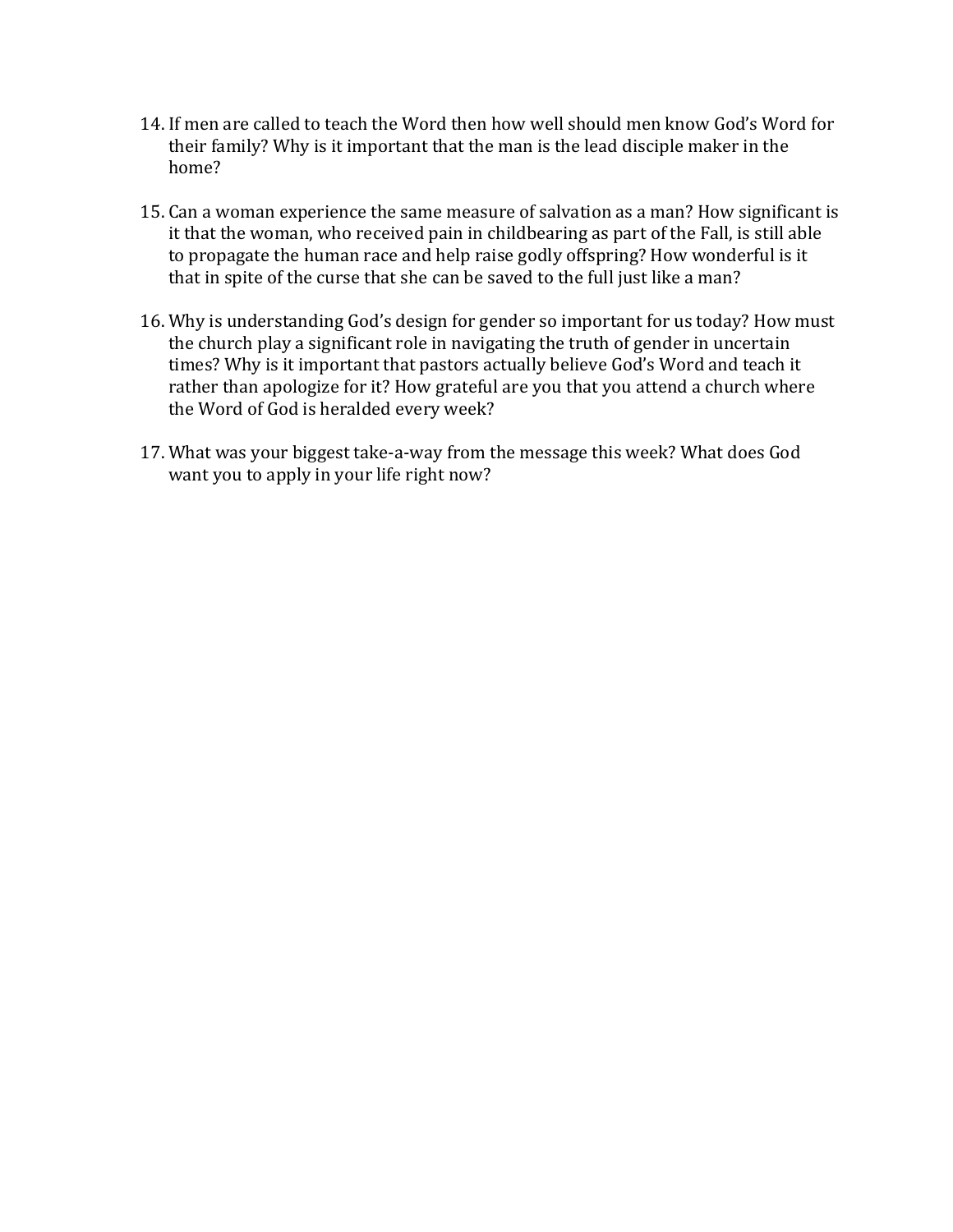14. If men are called to teach the Word then how well should men know God's Word for their family? Why is it important that the man is the lead disciple maker in the home?

15. Can a woman experience the same measure of salvation as a man? How significant is it that the woman, who received pain in childbearing as part of the Fall, is still able to propagate the human race and help raise godly offspring? How wonderful is it that in spite of the curse that she can be saved to the full just like a man?

16. Why is understanding God's design for gender so important for us today? How must the church play a significant role in navigating the truth of gender in uncertain times? Why is it important that pastors actually believe God's Word and teach it rather than apologize for it? How grateful are you that you attend a church where the Word of God is heralded every week?

17. What was your biggest take-a-way from the message this week? What does God want you to apply in your life right now?